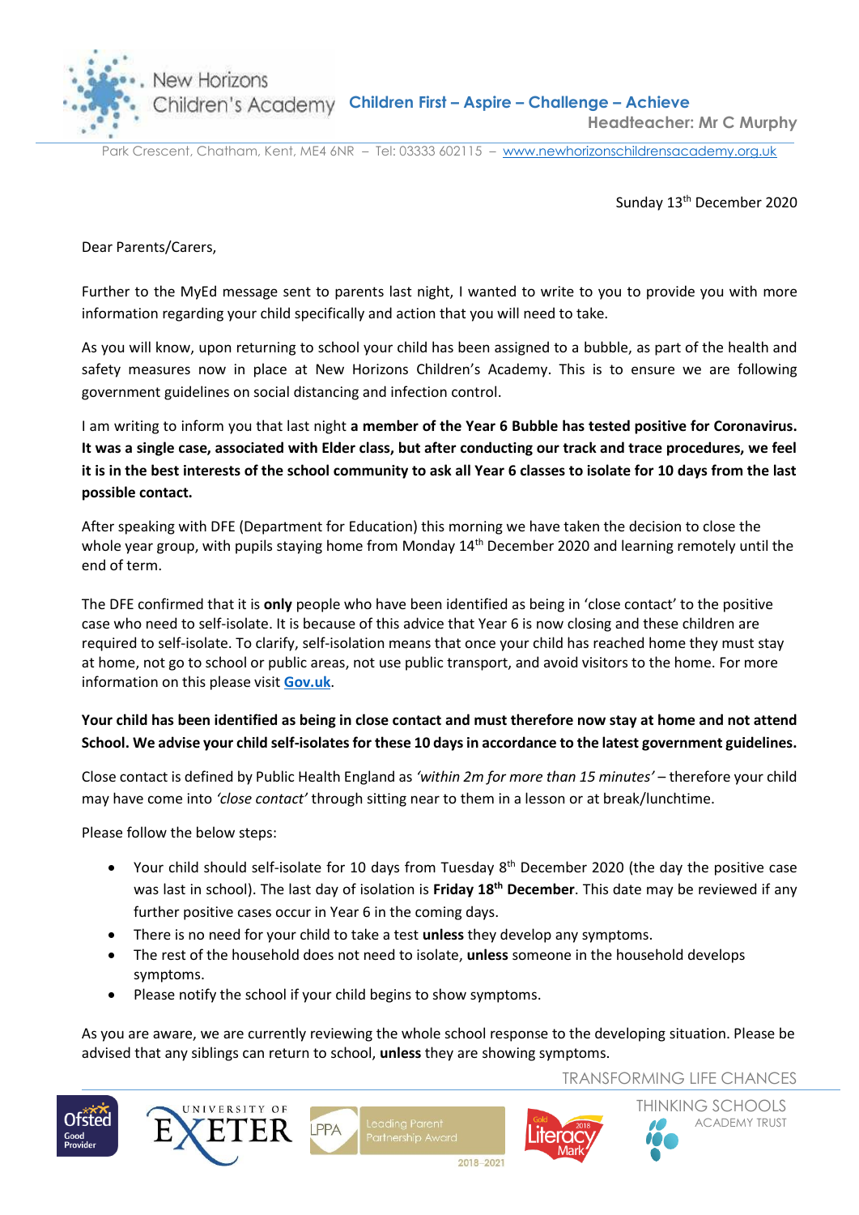New Horizons Children's Academy **Children First – Aspire – Challenge – Achieve**

**Headteacher: Mr C Murphy**

Park Crescent, Chatham, Kent, ME4 6NR – Tel: 03333 602115 – [www.newhorizonschildrensacademy.org.uk](www.newhorizonschildrensacademy.org.uk)

Sunday 13th December 2020

Dear Parents/Carers,

Further to the MyEd message sent to parents last night, I wanted to write to you to provide you with more information regarding your child specifically and action that you will need to take.

As you will know, upon returning to school your child has been assigned to a bubble, as part of the health and safety measures now in place at New Horizons Children's Academy. This is to ensure we are following government guidelines on social distancing and infection control.

I am writing to inform you that last night **a member of the Year 6 Bubble has tested positive for Coronavirus. It was a single case, associated with Elder class, but after conducting our track and trace procedures, we feel it is in the best interests of the school community to ask all Year 6 classes to isolate for 10 days from the last possible contact.**

After speaking with DFE (Department for Education) this morning we have taken the decision to close the whole year group, with pupils staying home from Monday 14th December 2020 and learning remotely until the end of term.

The DFE confirmed that it is **only** people who have been identified as being in 'close contact' to the positive case who need to self-isolate. It is because of this advice that Year 6 is now closing and these children are required to self-isolate. To clarify, self-isolation means that once your child has reached home they must stay at home, not go to school or public areas, not use public transport, and avoid visitors to the home. For more information on this please visit **Gov.uk**.

**Your child has been identified as being in close contact and must therefore now stay at home and not attend School. We advise your child self-isolates for these 10 days in accordance to the latest government guidelines.**

Close contact is defined by Public Health England as *'within 2m for more than 15 minutes'* – therefore your child may have come into *'close contact'* through sitting near to them in a lesson or at break/lunchtime.

Please follow the below steps:

- Your child should self-isolate for 10 days from Tuesday 8th December 2020 (the day the positive case was last in school). The last day of isolation is **Friday 18th December**. This date may be reviewed if any further positive cases occur in Year 6 in the coming days.
- There is no need for your child to take a test **unless** they develop any symptoms.
- The rest of the household does not need to isolate, **unless** someone in the household develops symptoms.
- Please notify the school if your child begins to show symptoms.

As you are aware, we are currently reviewing the whole school response to the developing situation. Please be advised that any siblings can return to school, **unless** they are showing symptoms.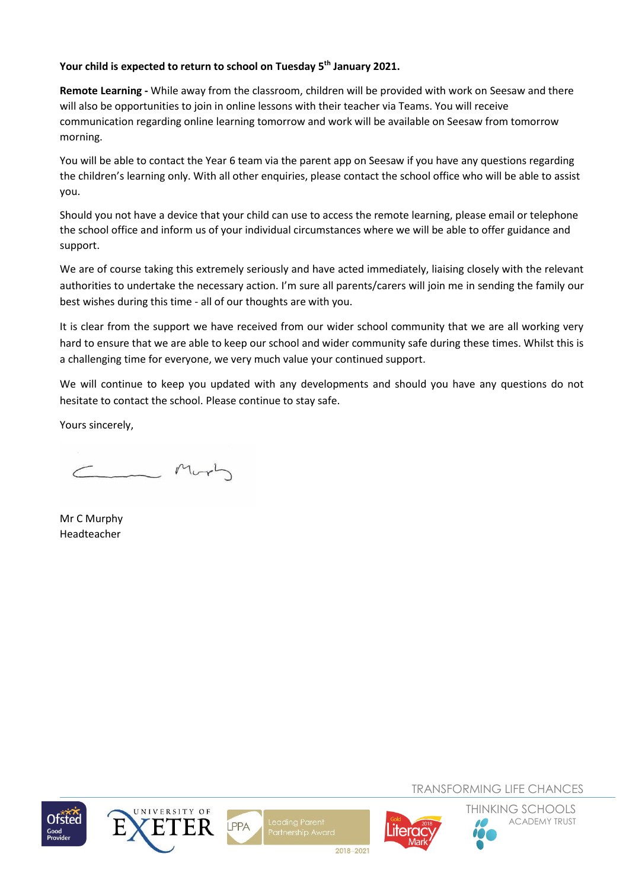**Your child is expected to return to school on Tuesday 5th January 2021.**

**Remote Learning -** While away from the classroom, children will be provided with work on Seesaw and there will also be opportunities to join in online lessons with their teacher via Teams. You will receive communication regarding online learning tomorrow and work will be available on Seesaw from tomorrow morning.

You will be able to contact the Year 6 team via the parent app on Seesaw if you have any questions regarding the children's learning only. With all other enquiries, please contact the school office who will be able to assist you.

Should you not have a device that your child can use to access the remote learning, please email or telephone the school office and inform us of your individual circumstances where we will be able to offer guidance and support.

We are of course taking this extremely seriously and have acted immediately, liaising closely with the relevant authorities to undertake the necessary action. I'm sure all parents/carers will join me in sending the family our best wishes during this time - all of our thoughts are with you.

It is clear from the support we have received from our wider school community that we are all working very hard to ensure that we are able to keep our school and wider community safe during these times. Whilst this is a challenging time for everyone, we very much value your continued support.

We will continue to keep you updated with any developments and should you have any questions do not hesitate to contact the school. Please continue to stay safe.

Yours sincerely,

Mr C Murphy
Headteacher

TRANSFORMING LIFE CHANCES

Ofsted Good Provider

UNIVERSITY OF EXETER

LPPA Leading Parent Partnership Award 2018–2021

Gold 2018 Literacy Mark

THINKING SCHOOLS ACADEMY TRUST